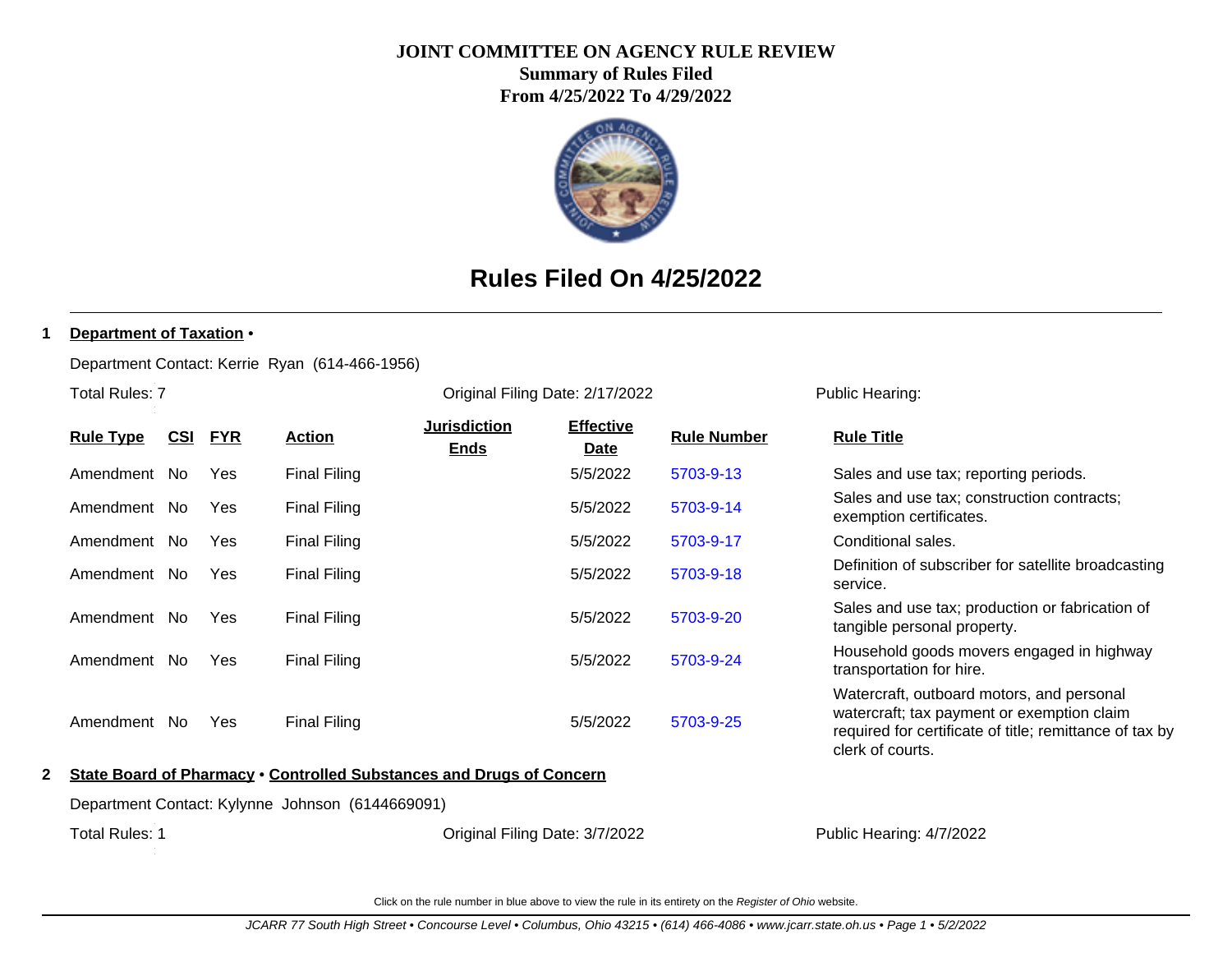# JOINT COMMITTEE ON AGENCY RULE REVIEW

## Summary of Rules Filed

## From 4/25/2022 To 4/29/2022

# Rules Filed On 4/25/2022

**1** **Department of Taxation** •

Department Contact: Kerrie Ryan (614-466-1956)

Total Rules: 7 | Original Filing Date: 2/17/2022 | Public Hearing:

| Rule Type | CSI | FYR | Action | Jurisdiction Ends | Effective Date | Rule Number | Rule Title |
|---|---|---|---|---|---|---|---|
| Amendment | No | Yes | Final Filing | | 5/5/2022 | 5703-9-13 | Sales and use tax; reporting periods. |
| Amendment | No | Yes | Final Filing | | 5/5/2022 | 5703-9-14 | Sales and use tax; construction contracts; exemption certificates. |
| Amendment | No | Yes | Final Filing | | 5/5/2022 | 5703-9-17 | Conditional sales. |
| Amendment | No | Yes | Final Filing | | 5/5/2022 | 5703-9-18 | Definition of subscriber for satellite broadcasting service. |
| Amendment | No | Yes | Final Filing | | 5/5/2022 | 5703-9-20 | Sales and use tax; production or fabrication of tangible personal property. |
| Amendment | No | Yes | Final Filing | | 5/5/2022 | 5703-9-24 | Household goods movers engaged in highway transportation for hire. |
| Amendment | No | Yes | Final Filing | | 5/5/2022 | 5703-9-25 | Watercraft, outboard motors, and personal watercraft; tax payment or exemption claim required for certificate of title; remittance of tax by clerk of courts. |

**2** **State Board of Pharmacy** • **Controlled Substances and Drugs of Concern**

Department Contact: Kylynne Johnson (6144669091)

Total Rules: 1 | Original Filing Date: 3/7/2022 | Public Hearing: 4/7/2022

Click on the rule number in blue above to view the rule in its entirety on the *Register of Ohio* website.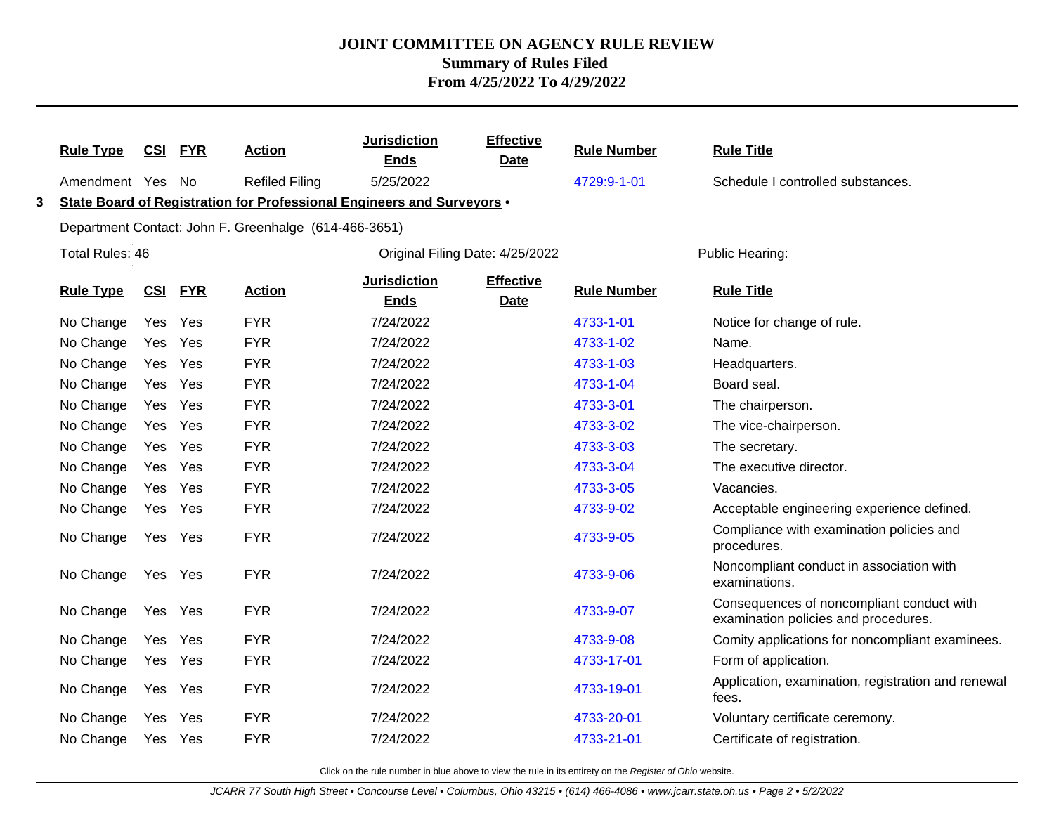# JOINT COMMITTEE ON AGENCY RULE REVIEW
## Summary of Rules Filed
### From 4/25/2022 To 4/29/2022

| Rule Type | CSI | FYR | Action | Jurisdiction Ends | Effective Date | Rule Number | Rule Title |
|---|---|---|---|---|---|---|---|
| Amendment | Yes | No | Refiled Filing | 5/25/2022 | | 4729:9-1-01 | Schedule I controlled substances. |

**3 State Board of Registration for Professional Engineers and Surveyors •**

Department Contact: John F. Greenhalge (614-466-3651)

Total Rules: 46 | Original Filing Date: 4/25/2022 | Public Hearing:

| Rule Type | CSI | FYR | Action | Jurisdiction Ends | Effective Date | Rule Number | Rule Title |
|---|---|---|---|---|---|---|---|
| No Change | Yes | Yes | FYR | 7/24/2022 | | 4733-1-01 | Notice for change of rule. |
| No Change | Yes | Yes | FYR | 7/24/2022 | | 4733-1-02 | Name. |
| No Change | Yes | Yes | FYR | 7/24/2022 | | 4733-1-03 | Headquarters. |
| No Change | Yes | Yes | FYR | 7/24/2022 | | 4733-1-04 | Board seal. |
| No Change | Yes | Yes | FYR | 7/24/2022 | | 4733-3-01 | The chairperson. |
| No Change | Yes | Yes | FYR | 7/24/2022 | | 4733-3-02 | The vice-chairperson. |
| No Change | Yes | Yes | FYR | 7/24/2022 | | 4733-3-03 | The secretary. |
| No Change | Yes | Yes | FYR | 7/24/2022 | | 4733-3-04 | The executive director. |
| No Change | Yes | Yes | FYR | 7/24/2022 | | 4733-3-05 | Vacancies. |
| No Change | Yes | Yes | FYR | 7/24/2022 | | 4733-9-02 | Acceptable engineering experience defined. |
| No Change | Yes | Yes | FYR | 7/24/2022 | | 4733-9-05 | Compliance with examination policies and procedures. |
| No Change | Yes | Yes | FYR | 7/24/2022 | | 4733-9-06 | Noncompliant conduct in association with examinations. |
| No Change | Yes | Yes | FYR | 7/24/2022 | | 4733-9-07 | Consequences of noncompliant conduct with examination policies and procedures. |
| No Change | Yes | Yes | FYR | 7/24/2022 | | 4733-9-08 | Comity applications for noncompliant examinees. |
| No Change | Yes | Yes | FYR | 7/24/2022 | | 4733-17-01 | Form of application. |
| No Change | Yes | Yes | FYR | 7/24/2022 | | 4733-19-01 | Application, examination, registration and renewal fees. |
| No Change | Yes | Yes | FYR | 7/24/2022 | | 4733-20-01 | Voluntary certificate ceremony. |
| No Change | Yes | Yes | FYR | 7/24/2022 | | 4733-21-01 | Certificate of registration. |

Click on the rule number in blue above to view the rule in its entirety on the *Register of Ohio* website.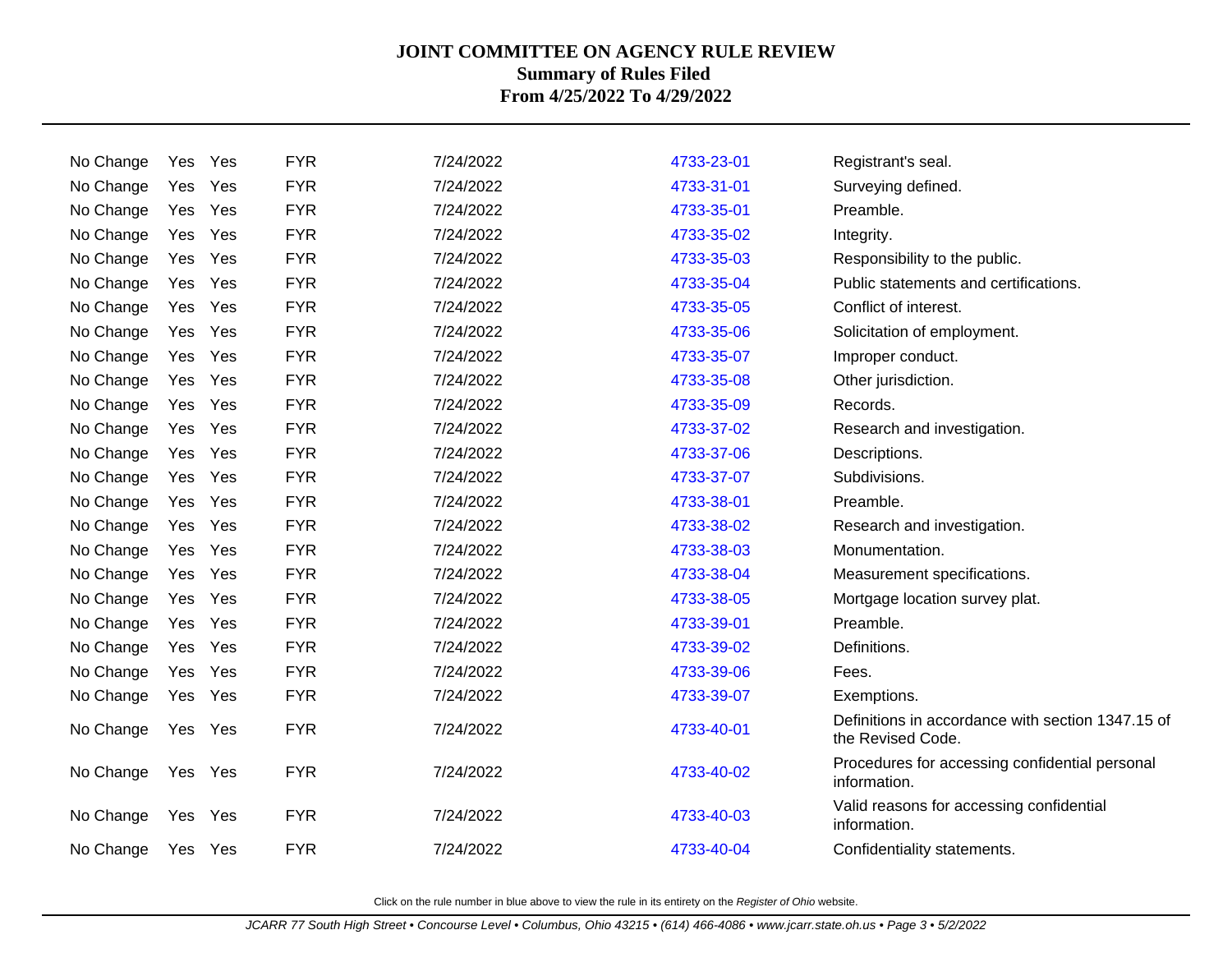# JOINT COMMITTEE ON AGENCY RULE REVIEW

**Summary of Rules Filed**

**From 4/25/2022 To 4/29/2022**

| | | | | | | |
|---|---|---|---|---|---|---|
| No Change | Yes | Yes | FYR | 7/24/2022 | 4733-23-01 | Registrant's seal. |
| No Change | Yes | Yes | FYR | 7/24/2022 | 4733-31-01 | Surveying defined. |
| No Change | Yes | Yes | FYR | 7/24/2022 | 4733-35-01 | Preamble. |
| No Change | Yes | Yes | FYR | 7/24/2022 | 4733-35-02 | Integrity. |
| No Change | Yes | Yes | FYR | 7/24/2022 | 4733-35-03 | Responsibility to the public. |
| No Change | Yes | Yes | FYR | 7/24/2022 | 4733-35-04 | Public statements and certifications. |
| No Change | Yes | Yes | FYR | 7/24/2022 | 4733-35-05 | Conflict of interest. |
| No Change | Yes | Yes | FYR | 7/24/2022 | 4733-35-06 | Solicitation of employment. |
| No Change | Yes | Yes | FYR | 7/24/2022 | 4733-35-07 | Improper conduct. |
| No Change | Yes | Yes | FYR | 7/24/2022 | 4733-35-08 | Other jurisdiction. |
| No Change | Yes | Yes | FYR | 7/24/2022 | 4733-35-09 | Records. |
| No Change | Yes | Yes | FYR | 7/24/2022 | 4733-37-02 | Research and investigation. |
| No Change | Yes | Yes | FYR | 7/24/2022 | 4733-37-06 | Descriptions. |
| No Change | Yes | Yes | FYR | 7/24/2022 | 4733-37-07 | Subdivisions. |
| No Change | Yes | Yes | FYR | 7/24/2022 | 4733-38-01 | Preamble. |
| No Change | Yes | Yes | FYR | 7/24/2022 | 4733-38-02 | Research and investigation. |
| No Change | Yes | Yes | FYR | 7/24/2022 | 4733-38-03 | Monumentation. |
| No Change | Yes | Yes | FYR | 7/24/2022 | 4733-38-04 | Measurement specifications. |
| No Change | Yes | Yes | FYR | 7/24/2022 | 4733-38-05 | Mortgage location survey plat. |
| No Change | Yes | Yes | FYR | 7/24/2022 | 4733-39-01 | Preamble. |
| No Change | Yes | Yes | FYR | 7/24/2022 | 4733-39-02 | Definitions. |
| No Change | Yes | Yes | FYR | 7/24/2022 | 4733-39-06 | Fees. |
| No Change | Yes | Yes | FYR | 7/24/2022 | 4733-39-07 | Exemptions. |
| No Change | Yes | Yes | FYR | 7/24/2022 | 4733-40-01 | Definitions in accordance with section 1347.15 of the Revised Code. |
| No Change | Yes | Yes | FYR | 7/24/2022 | 4733-40-02 | Procedures for accessing confidential personal information. |
| No Change | Yes | Yes | FYR | 7/24/2022 | 4733-40-03 | Valid reasons for accessing confidential information. |
| No Change | Yes | Yes | FYR | 7/24/2022 | 4733-40-04 | Confidentiality statements. |

Click on the rule number in blue above to view the rule in its entirety on the *Register of Ohio* website.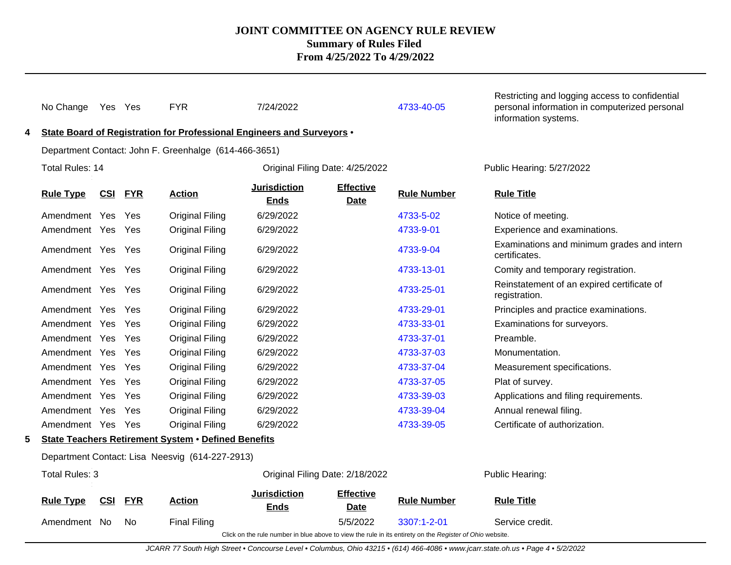# JOINT COMMITTEE ON AGENCY RULE REVIEW
## Summary of Rules Filed
## From 4/25/2022 To 4/29/2022

| Rule Type | CSI | FYR | Action | Jurisdiction Ends | Effective Date | Rule Number | Rule Title |
|---|---|---|---|---|---|---|---|
| No Change | Yes | Yes | FYR | 7/24/2022 | | 4733-40-05 | Restricting and logging access to confidential personal information in computerized personal information systems. |

**4 State Board of Registration for Professional Engineers and Surveyors •**

Department Contact: John F. Greenhalge (614-466-3651)

Total Rules: 14 | Original Filing Date: 4/25/2022 | Public Hearing: 5/27/2022

| Rule Type | CSI | FYR | Action | Jurisdiction Ends | Effective Date | Rule Number | Rule Title |
|---|---|---|---|---|---|---|---|
| Amendment | Yes | Yes | Original Filing | 6/29/2022 | | 4733-5-02 | Notice of meeting. |
| Amendment | Yes | Yes | Original Filing | 6/29/2022 | | 4733-9-01 | Experience and examinations. |
| Amendment | Yes | Yes | Original Filing | 6/29/2022 | | 4733-9-04 | Examinations and minimum grades and intern certificates. |
| Amendment | Yes | Yes | Original Filing | 6/29/2022 | | 4733-13-01 | Comity and temporary registration. |
| Amendment | Yes | Yes | Original Filing | 6/29/2022 | | 4733-25-01 | Reinstatement of an expired certificate of registration. |
| Amendment | Yes | Yes | Original Filing | 6/29/2022 | | 4733-29-01 | Principles and practice examinations. |
| Amendment | Yes | Yes | Original Filing | 6/29/2022 | | 4733-33-01 | Examinations for surveyors. |
| Amendment | Yes | Yes | Original Filing | 6/29/2022 | | 4733-37-01 | Preamble. |
| Amendment | Yes | Yes | Original Filing | 6/29/2022 | | 4733-37-03 | Monumentation. |
| Amendment | Yes | Yes | Original Filing | 6/29/2022 | | 4733-37-04 | Measurement specifications. |
| Amendment | Yes | Yes | Original Filing | 6/29/2022 | | 4733-37-05 | Plat of survey. |
| Amendment | Yes | Yes | Original Filing | 6/29/2022 | | 4733-39-03 | Applications and filing requirements. |
| Amendment | Yes | Yes | Original Filing | 6/29/2022 | | 4733-39-04 | Annual renewal filing. |
| Amendment | Yes | Yes | Original Filing | 6/29/2022 | | 4733-39-05 | Certificate of authorization. |

**5 State Teachers Retirement System • Defined Benefits**

Department Contact: Lisa Neesvig (614-227-2913)

Total Rules: 3 | Original Filing Date: 2/18/2022 | Public Hearing:

| Rule Type | CSI | FYR | Action | Jurisdiction Ends | Effective Date | Rule Number | Rule Title |
|---|---|---|---|---|---|---|---|
| Amendment | No | No | Final Filing | | 5/5/2022 | 3307:1-2-01 | Service credit. |

Click on the rule number in blue above to view the rule in its entirety on the *Register of Ohio* website.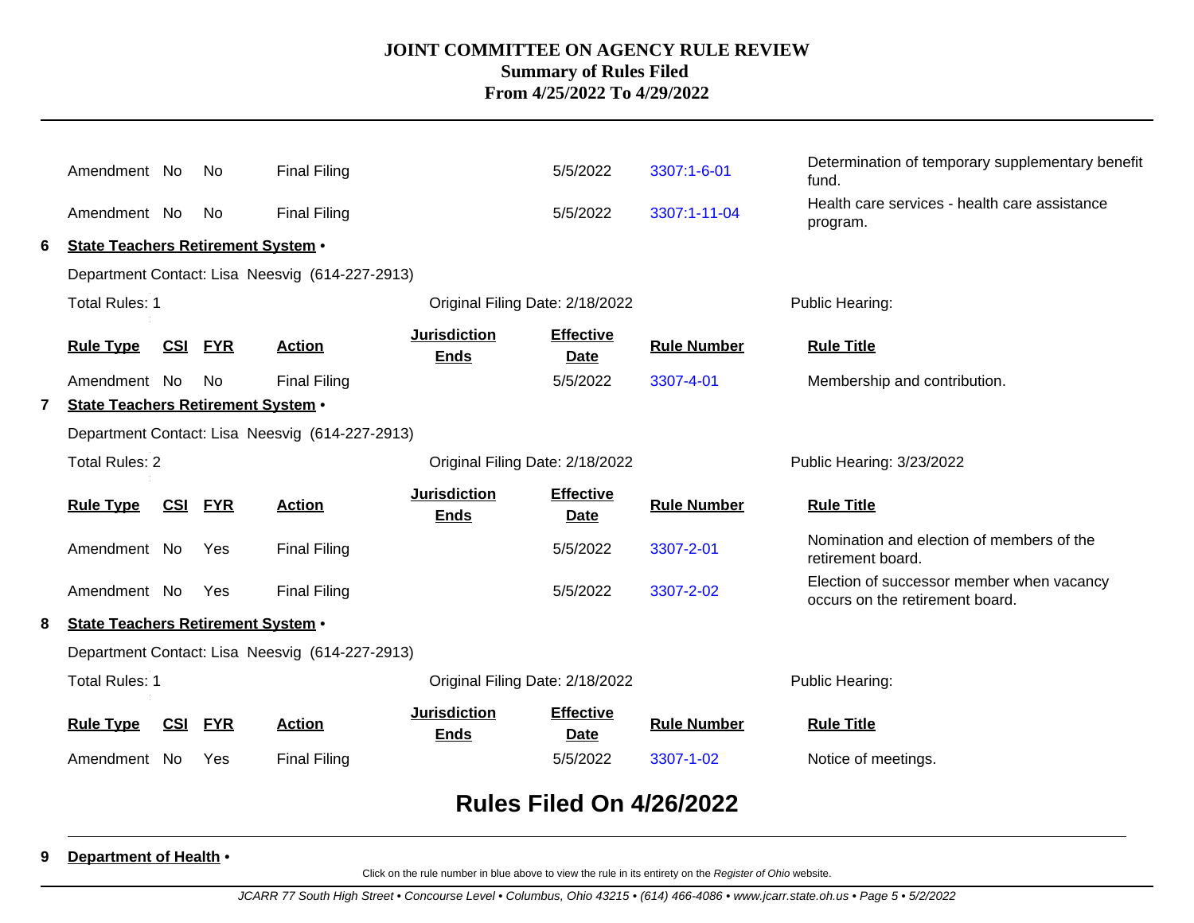# JOINT COMMITTEE ON AGENCY RULE REVIEW
## Summary of Rules Filed
## From 4/25/2022 To 4/29/2022

| Rule Type | CSI | FYR | Action | Jurisdiction Ends | Effective Date | Rule Number | Rule Title |
|---|---|---|---|---|---|---|---|
| Amendment | No | No | Final Filing | | 5/5/2022 | 3307:1-6-01 | Determination of temporary supplementary benefit fund. |
| Amendment | No | No | Final Filing | | 5/5/2022 | 3307:1-11-04 | Health care services - health care assistance program. |

**6 State Teachers Retirement System •**

Department Contact: Lisa Neesvig (614-227-2913)

Total Rules: 1 | Original Filing Date: 2/18/2022 | Public Hearing:

| Rule Type | CSI | FYR | Action | Jurisdiction Ends | Effective Date | Rule Number | Rule Title |
|---|---|---|---|---|---|---|---|
| Amendment | No | No | Final Filing | | 5/5/2022 | 3307-4-01 | Membership and contribution. |

**7 State Teachers Retirement System •**

Department Contact: Lisa Neesvig (614-227-2913)

Total Rules: 2 | Original Filing Date: 2/18/2022 | Public Hearing: 3/23/2022

| Rule Type | CSI | FYR | Action | Jurisdiction Ends | Effective Date | Rule Number | Rule Title |
|---|---|---|---|---|---|---|---|
| Amendment | No | Yes | Final Filing | | 5/5/2022 | 3307-2-01 | Nomination and election of members of the retirement board. |
| Amendment | No | Yes | Final Filing | | 5/5/2022 | 3307-2-02 | Election of successor member when vacancy occurs on the retirement board. |

**8 State Teachers Retirement System •**

Department Contact: Lisa Neesvig (614-227-2913)

Total Rules: 1 | Original Filing Date: 2/18/2022 | Public Hearing:

| Rule Type | CSI | FYR | Action | Jurisdiction Ends | Effective Date | Rule Number | Rule Title |
|---|---|---|---|---|---|---|---|
| Amendment | No | Yes | Final Filing | | 5/5/2022 | 3307-1-02 | Notice of meetings. |

## Rules Filed On 4/26/2022

**9 Department of Health •**

Click on the rule number in blue above to view the rule in its entirety on the *Register of Ohio* website.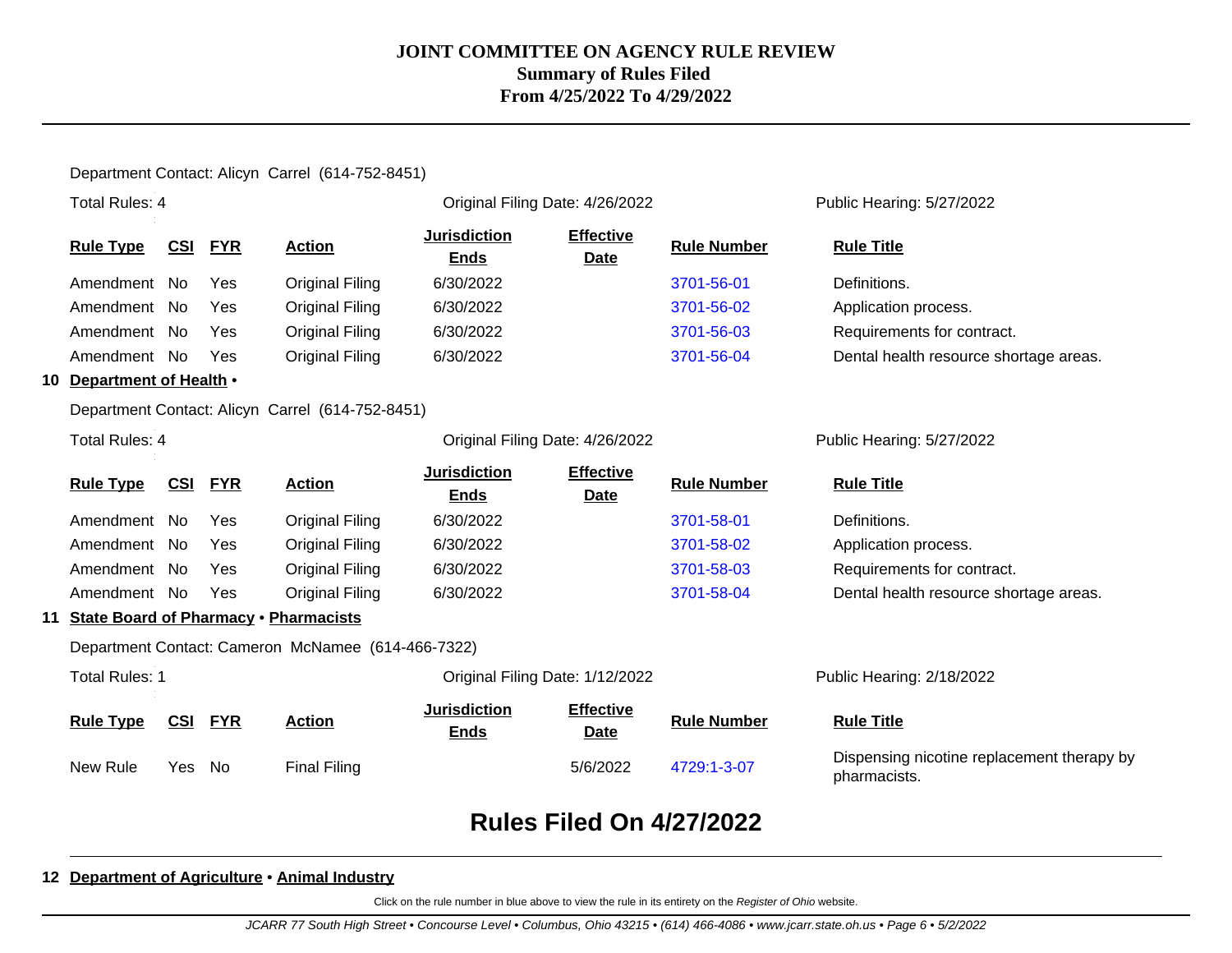Department Contact: Alicyn Carrel (614-752-8451)

Total Rules: 4 | Original Filing Date: 4/26/2022 | Public Hearing: 5/27/2022

| Rule Type | CSI | FYR | Action | Jurisdiction Ends | Effective Date | Rule Number | Rule Title |
|---|---|---|---|---|---|---|---|
| Amendment | No | Yes | Original Filing | 6/30/2022 | | 3701-56-01 | Definitions. |
| Amendment | No | Yes | Original Filing | 6/30/2022 | | 3701-56-02 | Application process. |
| Amendment | No | Yes | Original Filing | 6/30/2022 | | 3701-56-03 | Requirements for contract. |
| Amendment | No | Yes | Original Filing | 6/30/2022 | | 3701-56-04 | Dental health resource shortage areas. |

**10 Department of Health •**

Department Contact: Alicyn Carrel (614-752-8451)

Total Rules: 4 | Original Filing Date: 4/26/2022 | Public Hearing: 5/27/2022

| Rule Type | CSI | FYR | Action | Jurisdiction Ends | Effective Date | Rule Number | Rule Title |
|---|---|---|---|---|---|---|---|
| Amendment | No | Yes | Original Filing | 6/30/2022 | | 3701-58-01 | Definitions. |
| Amendment | No | Yes | Original Filing | 6/30/2022 | | 3701-58-02 | Application process. |
| Amendment | No | Yes | Original Filing | 6/30/2022 | | 3701-58-03 | Requirements for contract. |
| Amendment | No | Yes | Original Filing | 6/30/2022 | | 3701-58-04 | Dental health resource shortage areas. |

**11 State Board of Pharmacy • Pharmacists**

Department Contact: Cameron McNamee (614-466-7322)

Total Rules: 1 | Original Filing Date: 1/12/2022 | Public Hearing: 2/18/2022

| Rule Type | CSI | FYR | Action | Jurisdiction Ends | Effective Date | Rule Number | Rule Title |
|---|---|---|---|---|---|---|---|
| New Rule | Yes | No | Final Filing | | 5/6/2022 | 4729:1-3-07 | Dispensing nicotine replacement therapy by pharmacists. |

## Rules Filed On 4/27/2022

**12 Department of Agriculture • Animal Industry**

Click on the rule number in blue above to view the rule in its entirety on the *Register of Ohio* website.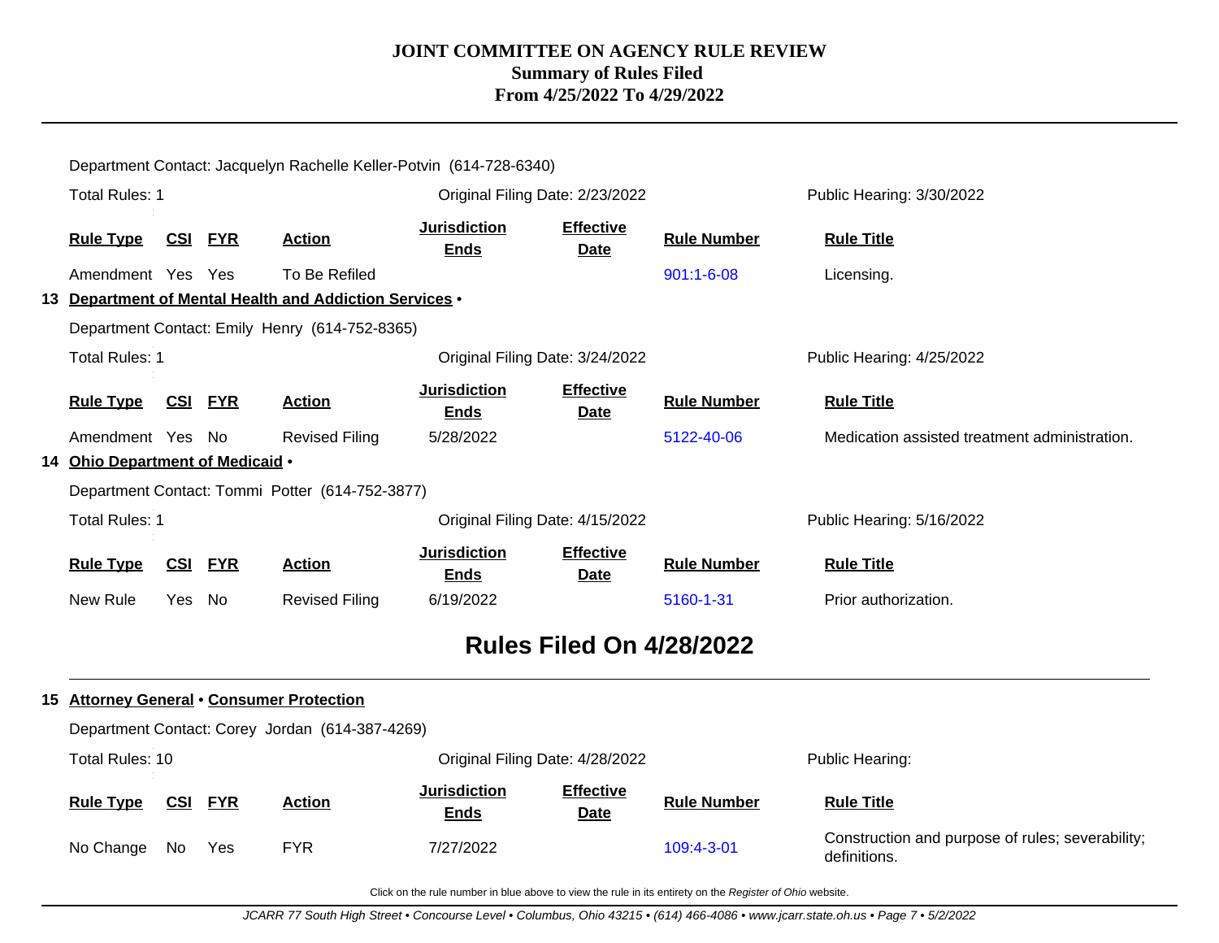Department Contact: Jacquelyn Rachelle Keller-Potvin (614-728-6340)

Total Rules: 1 | Original Filing Date: 2/23/2022 | Public Hearing: 3/30/2022

| Rule Type | CSI | FYR | Action | Jurisdiction Ends | Effective Date | Rule Number | Rule Title |
|---|---|---|---|---|---|---|---|
| Amendment | Yes | Yes | To Be Refiled | | | 901:1-6-08 | Licensing. |

**13 Department of Mental Health and Addiction Services** •

Department Contact: Emily Henry (614-752-8365)

Total Rules: 1 | Original Filing Date: 3/24/2022 | Public Hearing: 4/25/2022

| Rule Type | CSI | FYR | Action | Jurisdiction Ends | Effective Date | Rule Number | Rule Title |
|---|---|---|---|---|---|---|---|
| Amendment | Yes | No | Revised Filing | 5/28/2022 | | 5122-40-06 | Medication assisted treatment administration. |

**14 Ohio Department of Medicaid** •

Department Contact: Tommi Potter (614-752-3877)

Total Rules: 1 | Original Filing Date: 4/15/2022 | Public Hearing: 5/16/2022

| Rule Type | CSI | FYR | Action | Jurisdiction Ends | Effective Date | Rule Number | Rule Title |
|---|---|---|---|---|---|---|---|
| New Rule | Yes | No | Revised Filing | 6/19/2022 | | 5160-1-31 | Prior authorization. |

## Rules Filed On 4/28/2022

**15 Attorney General** • **Consumer Protection**

Department Contact: Corey Jordan (614-387-4269)

Total Rules: 10 | Original Filing Date: 4/28/2022 | Public Hearing:

| Rule Type | CSI | FYR | Action | Jurisdiction Ends | Effective Date | Rule Number | Rule Title |
|---|---|---|---|---|---|---|---|
| No Change | No | Yes | FYR | 7/27/2022 | | 109:4-3-01 | Construction and purpose of rules; severability; definitions. |

Click on the rule number in blue above to view the rule in its entirety on the *Register of Ohio* website.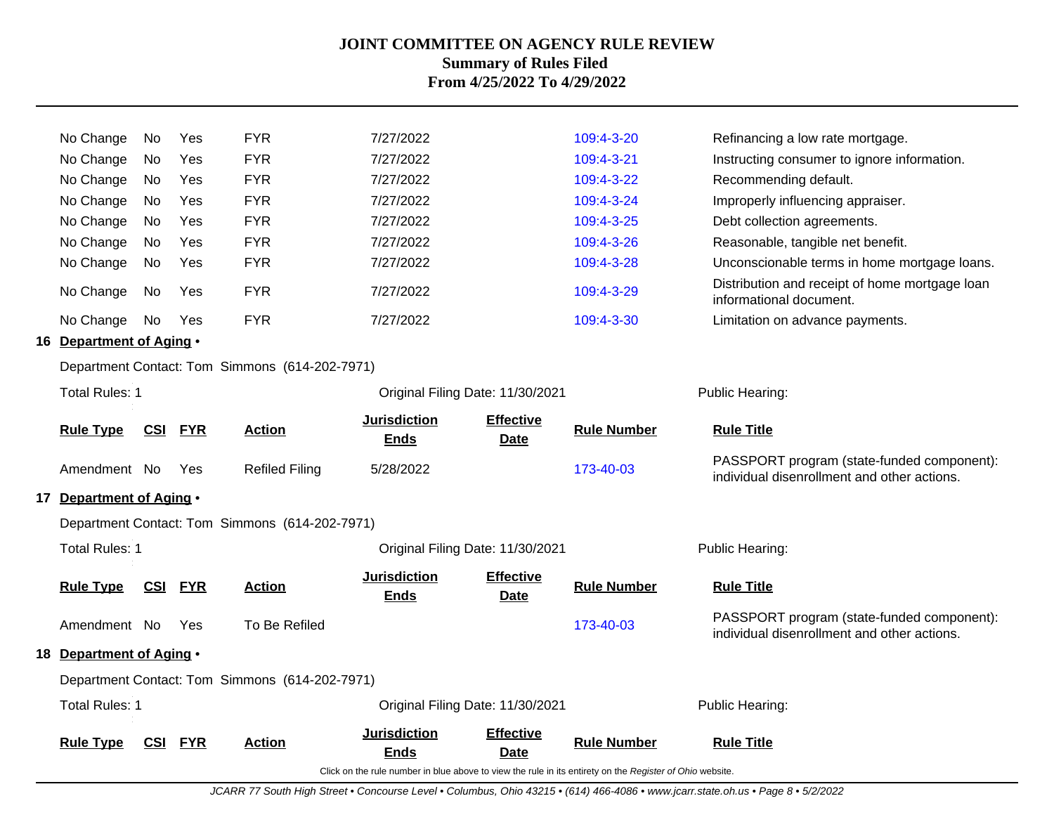# JOINT COMMITTEE ON AGENCY RULE REVIEW
## Summary of Rules Filed
### From 4/25/2022 To 4/29/2022

| Rule Type | CSI | FYR | Action | Jurisdiction Ends | Effective Date | Rule Number | Rule Title |
|---|---|---|---|---|---|---|---|
| No Change | No | Yes | FYR | 7/27/2022 | | 109:4-3-20 | Refinancing a low rate mortgage. |
| No Change | No | Yes | FYR | 7/27/2022 | | 109:4-3-21 | Instructing consumer to ignore information. |
| No Change | No | Yes | FYR | 7/27/2022 | | 109:4-3-22 | Recommending default. |
| No Change | No | Yes | FYR | 7/27/2022 | | 109:4-3-24 | Improperly influencing appraiser. |
| No Change | No | Yes | FYR | 7/27/2022 | | 109:4-3-25 | Debt collection agreements. |
| No Change | No | Yes | FYR | 7/27/2022 | | 109:4-3-26 | Reasonable, tangible net benefit. |
| No Change | No | Yes | FYR | 7/27/2022 | | 109:4-3-28 | Unconscionable terms in home mortgage loans. |
| No Change | No | Yes | FYR | 7/27/2022 | | 109:4-3-29 | Distribution and receipt of home mortgage loan informational document. |
| No Change | No | Yes | FYR | 7/27/2022 | | 109:4-3-30 | Limitation on advance payments. |

**16 Department of Aging •**

Department Contact: Tom Simmons (614-202-7971)

Total Rules: 1 | Original Filing Date: 11/30/2021 | Public Hearing:

| Rule Type | CSI | FYR | Action | Jurisdiction Ends | Effective Date | Rule Number | Rule Title |
|---|---|---|---|---|---|---|---|
| Amendment | No | Yes | Refiled Filing | 5/28/2022 | | 173-40-03 | PASSPORT program (state-funded component): individual disenrollment and other actions. |

**17 Department of Aging •**

Department Contact: Tom Simmons (614-202-7971)

Total Rules: 1 | Original Filing Date: 11/30/2021 | Public Hearing:

| Rule Type | CSI | FYR | Action | Jurisdiction Ends | Effective Date | Rule Number | Rule Title |
|---|---|---|---|---|---|---|---|
| Amendment | No | Yes | To Be Refiled | | | 173-40-03 | PASSPORT program (state-funded component): individual disenrollment and other actions. |

**18 Department of Aging •**

Department Contact: Tom Simmons (614-202-7971)

Total Rules: 1 | Original Filing Date: 11/30/2021 | Public Hearing:

| Rule Type | CSI | FYR | Action | Jurisdiction Ends | Effective Date | Rule Number | Rule Title |
|---|---|---|---|---|---|---|---|

Click on the rule number in blue above to view the rule in its entirety on the *Register of Ohio* website.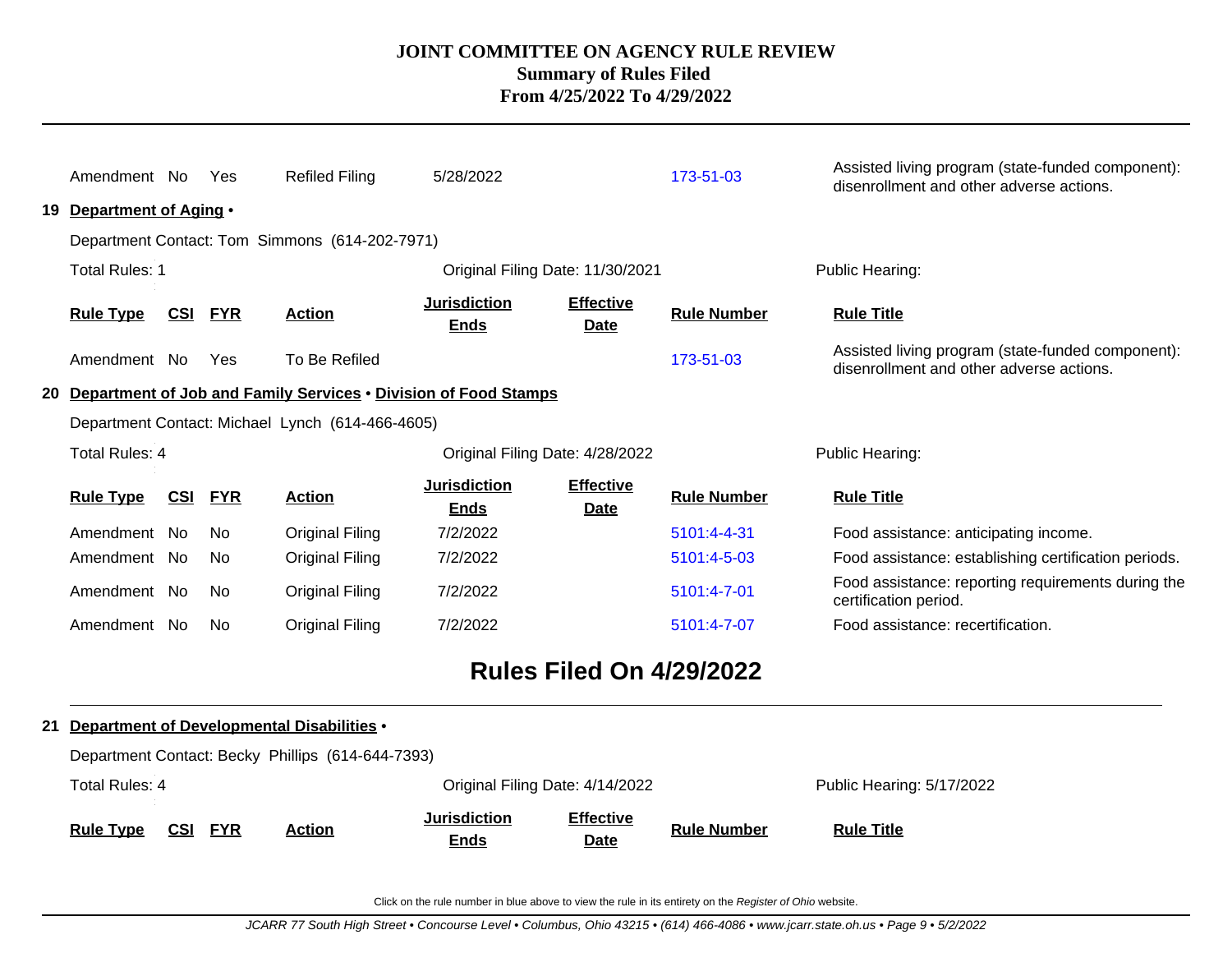| Rule Type | CSI | FYR | Action | Jurisdiction Ends | Effective Date | Rule Number | Rule Title |
|---|---|---|---|---|---|---|---|
| Amendment | No | Yes | Refiled Filing | 5/28/2022 | | 173-51-03 | Assisted living program (state-funded component): disenrollment and other adverse actions. |

**19 Department of Aging •**

Department Contact: Tom Simmons (614-202-7971)

Total Rules: 1 | Original Filing Date: 11/30/2021 | Public Hearing:

| Rule Type | CSI | FYR | Action | Jurisdiction Ends | Effective Date | Rule Number | Rule Title |
|---|---|---|---|---|---|---|---|
| Amendment | No | Yes | To Be Refiled | | | 173-51-03 | Assisted living program (state-funded component): disenrollment and other adverse actions. |

**20 Department of Job and Family Services • Division of Food Stamps**

Department Contact: Michael Lynch (614-466-4605)

Total Rules: 4 | Original Filing Date: 4/28/2022 | Public Hearing:

| Rule Type | CSI | FYR | Action | Jurisdiction Ends | Effective Date | Rule Number | Rule Title |
|---|---|---|---|---|---|---|---|
| Amendment | No | No | Original Filing | 7/2/2022 | | 5101:4-4-31 | Food assistance: anticipating income. |
| Amendment | No | No | Original Filing | 7/2/2022 | | 5101:4-5-03 | Food assistance: establishing certification periods. |
| Amendment | No | No | Original Filing | 7/2/2022 | | 5101:4-7-01 | Food assistance: reporting requirements during the certification period. |
| Amendment | No | No | Original Filing | 7/2/2022 | | 5101:4-7-07 | Food assistance: recertification. |

## Rules Filed On 4/29/2022

**21 Department of Developmental Disabilities •**

Department Contact: Becky Phillips (614-644-7393)

Total Rules: 4 | Original Filing Date: 4/14/2022 | Public Hearing: 5/17/2022

| Rule Type | CSI | FYR | Action | Jurisdiction Ends | Effective Date | Rule Number | Rule Title |
|---|---|---|---|---|---|---|---|

Click on the rule number in blue above to view the rule in its entirety on the *Register of Ohio* website.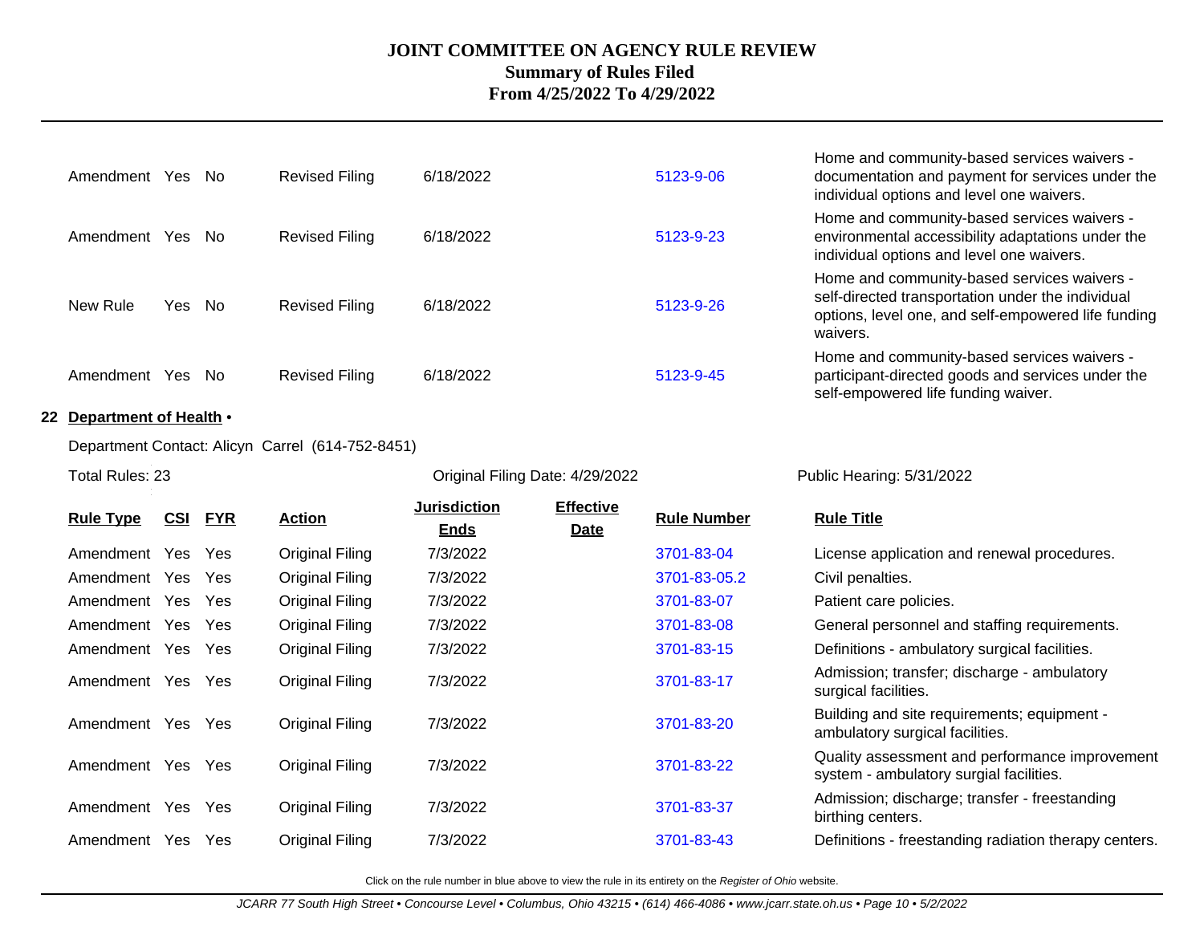# JOINT COMMITTEE ON AGENCY RULE REVIEW
## Summary of Rules Filed
### From 4/25/2022 To 4/29/2022

| | | | | | | | |
|---|---|---|---|---|---|---|---|
| Amendment | Yes | No | Revised Filing | 6/18/2022 | | 5123-9-06 | Home and community-based services waivers - documentation and payment for services under the individual options and level one waivers. |
| Amendment | Yes | No | Revised Filing | 6/18/2022 | | 5123-9-23 | Home and community-based services waivers - environmental accessibility adaptations under the individual options and level one waivers. |
| New Rule | Yes | No | Revised Filing | 6/18/2022 | | 5123-9-26 | Home and community-based services waivers - self-directed transportation under the individual options, level one, and self-empowered life funding waivers. |
| Amendment | Yes | No | Revised Filing | 6/18/2022 | | 5123-9-45 | Home and community-based services waivers - participant-directed goods and services under the self-empowered life funding waiver. |

**22 Department of Health •**

Department Contact: Alicyn Carrel (614-752-8451)

Total Rules: 23 | Original Filing Date: 4/29/2022 | Public Hearing: 5/31/2022

| Rule Type | CSI | FYR | Action | Jurisdiction Ends | Effective Date | Rule Number | Rule Title |
|---|---|---|---|---|---|---|---|
| Amendment | Yes | Yes | Original Filing | 7/3/2022 | | 3701-83-04 | License application and renewal procedures. |
| Amendment | Yes | Yes | Original Filing | 7/3/2022 | | 3701-83-05.2 | Civil penalties. |
| Amendment | Yes | Yes | Original Filing | 7/3/2022 | | 3701-83-07 | Patient care policies. |
| Amendment | Yes | Yes | Original Filing | 7/3/2022 | | 3701-83-08 | General personnel and staffing requirements. |
| Amendment | Yes | Yes | Original Filing | 7/3/2022 | | 3701-83-15 | Definitions - ambulatory surgical facilities. |
| Amendment | Yes | Yes | Original Filing | 7/3/2022 | | 3701-83-17 | Admission; transfer; discharge - ambulatory surgical facilities. |
| Amendment | Yes | Yes | Original Filing | 7/3/2022 | | 3701-83-20 | Building and site requirements; equipment - ambulatory surgical facilities. |
| Amendment | Yes | Yes | Original Filing | 7/3/2022 | | 3701-83-22 | Quality assessment and performance improvement system - ambulatory surgial facilities. |
| Amendment | Yes | Yes | Original Filing | 7/3/2022 | | 3701-83-37 | Admission; discharge; transfer - freestanding birthing centers. |
| Amendment | Yes | Yes | Original Filing | 7/3/2022 | | 3701-83-43 | Definitions - freestanding radiation therapy centers. |

Click on the rule number in blue above to view the rule in its entirety on the *Register of Ohio* website.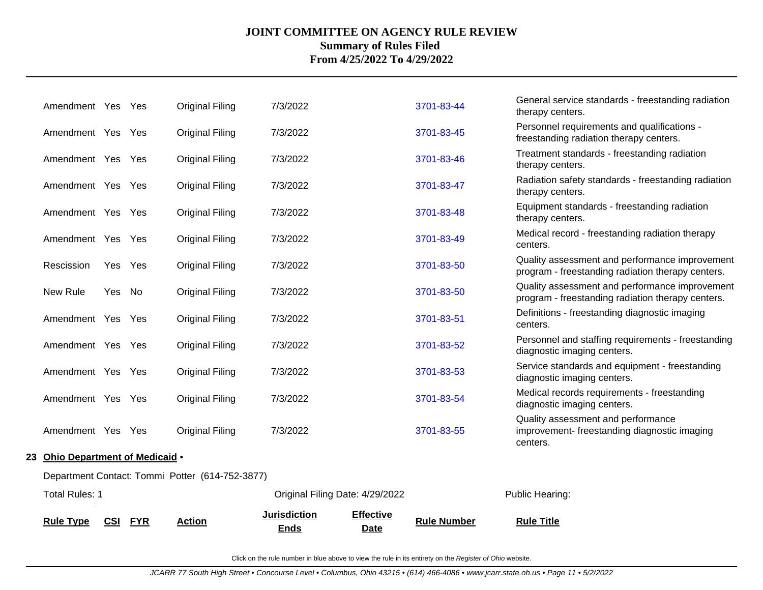| | | | | | | | |
|---|---|---|---|---|---|---|---|
| Amendment | Yes | Yes | Original Filing | 7/3/2022 | | 3701-83-44 | General service standards - freestanding radiation therapy centers. |
| Amendment | Yes | Yes | Original Filing | 7/3/2022 | | 3701-83-45 | Personnel requirements and qualifications - freestanding radiation therapy centers. |
| Amendment | Yes | Yes | Original Filing | 7/3/2022 | | 3701-83-46 | Treatment standards - freestanding radiation therapy centers. |
| Amendment | Yes | Yes | Original Filing | 7/3/2022 | | 3701-83-47 | Radiation safety standards - freestanding radiation therapy centers. |
| Amendment | Yes | Yes | Original Filing | 7/3/2022 | | 3701-83-48 | Equipment standards - freestanding radiation therapy centers. |
| Amendment | Yes | Yes | Original Filing | 7/3/2022 | | 3701-83-49 | Medical record - freestanding radiation therapy centers. |
| Rescission | Yes | Yes | Original Filing | 7/3/2022 | | 3701-83-50 | Quality assessment and performance improvement program - freestanding radiation therapy centers. |
| New Rule | Yes | No | Original Filing | 7/3/2022 | | 3701-83-50 | Quality assessment and performance improvement program - freestanding radiation therapy centers. |
| Amendment | Yes | Yes | Original Filing | 7/3/2022 | | 3701-83-51 | Definitions - freestanding diagnostic imaging centers. |
| Amendment | Yes | Yes | Original Filing | 7/3/2022 | | 3701-83-52 | Personnel and staffing requirements - freestanding diagnostic imaging centers. |
| Amendment | Yes | Yes | Original Filing | 7/3/2022 | | 3701-83-53 | Service standards and equipment - freestanding diagnostic imaging centers. |
| Amendment | Yes | Yes | Original Filing | 7/3/2022 | | 3701-83-54 | Medical records requirements - freestanding diagnostic imaging centers. |
| Amendment | Yes | Yes | Original Filing | 7/3/2022 | | 3701-83-55 | Quality assessment and performance improvement- freestanding diagnostic imaging centers. |

**23 Ohio Department of Medicaid** •

Department Contact: Tommi Potter (614-752-3877)

Total Rules: 1 | Original Filing Date: 4/29/2022 | Public Hearing:

| Rule Type | CSI | FYR | Action | Jurisdiction Ends | Effective Date | Rule Number | Rule Title |
|---|---|---|---|---|---|---|---|

Click on the rule number in blue above to view the rule in its entirety on the *Register of Ohio* website.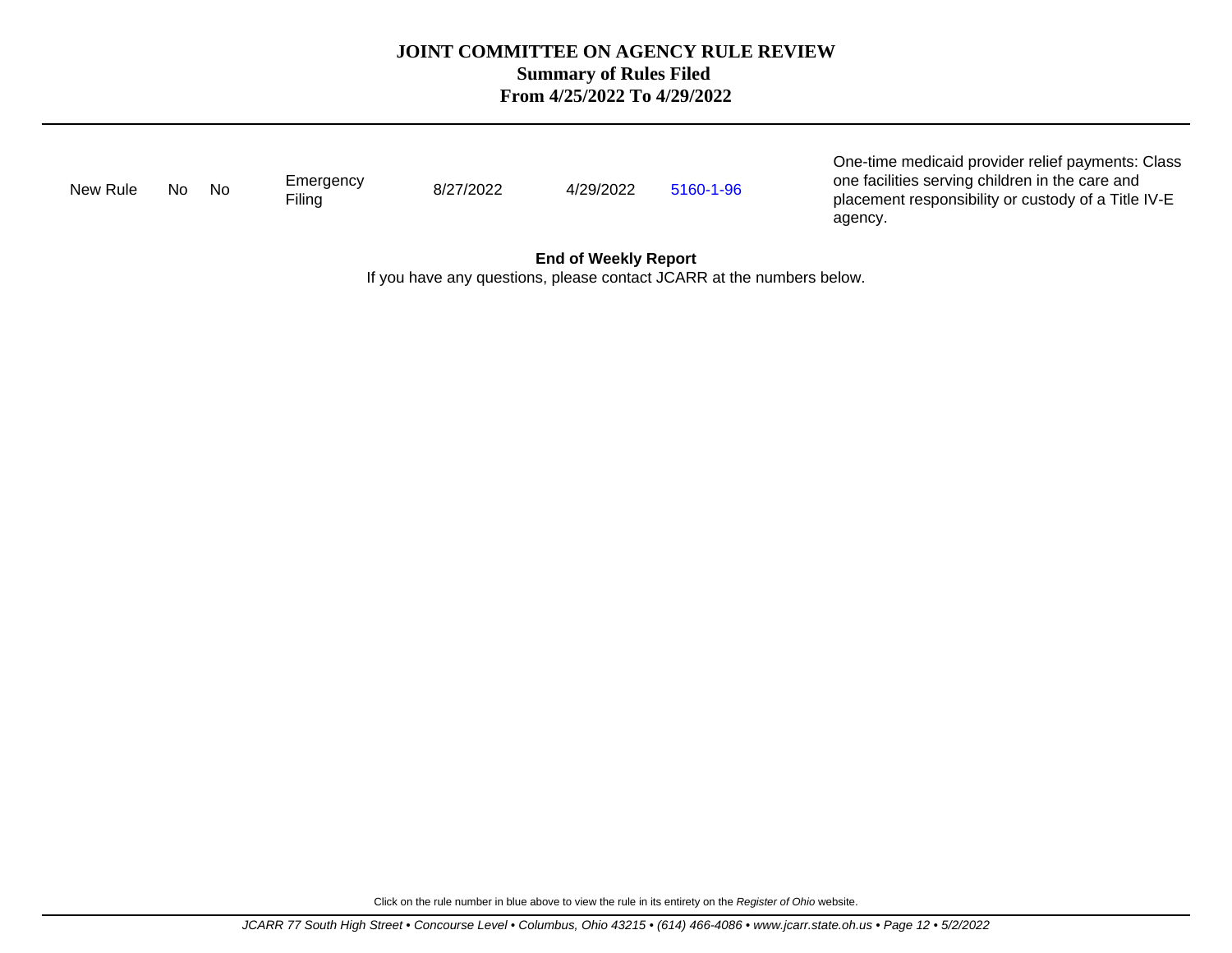**JOINT COMMITTEE ON AGENCY RULE REVIEW**
**Summary of Rules Filed**
**From 4/25/2022 To 4/29/2022**

| | | | | | | | |
|---|---|---|---|---|---|---|---|
| New Rule | No | No | Emergency Filing | 8/27/2022 | 4/29/2022 | 5160-1-96 | One-time medicaid provider relief payments: Class one facilities serving children in the care and placement responsibility or custody of a Title IV-E agency. |

**End of Weekly Report**

If you have any questions, please contact JCARR at the numbers below.

Click on the rule number in blue above to view the rule in its entirety on the *Register of Ohio* website.

*JCARR 77 South High Street • Concourse Level • Columbus, Ohio 43215 • (614) 466-4086 • www.jcarr.state.oh.us*